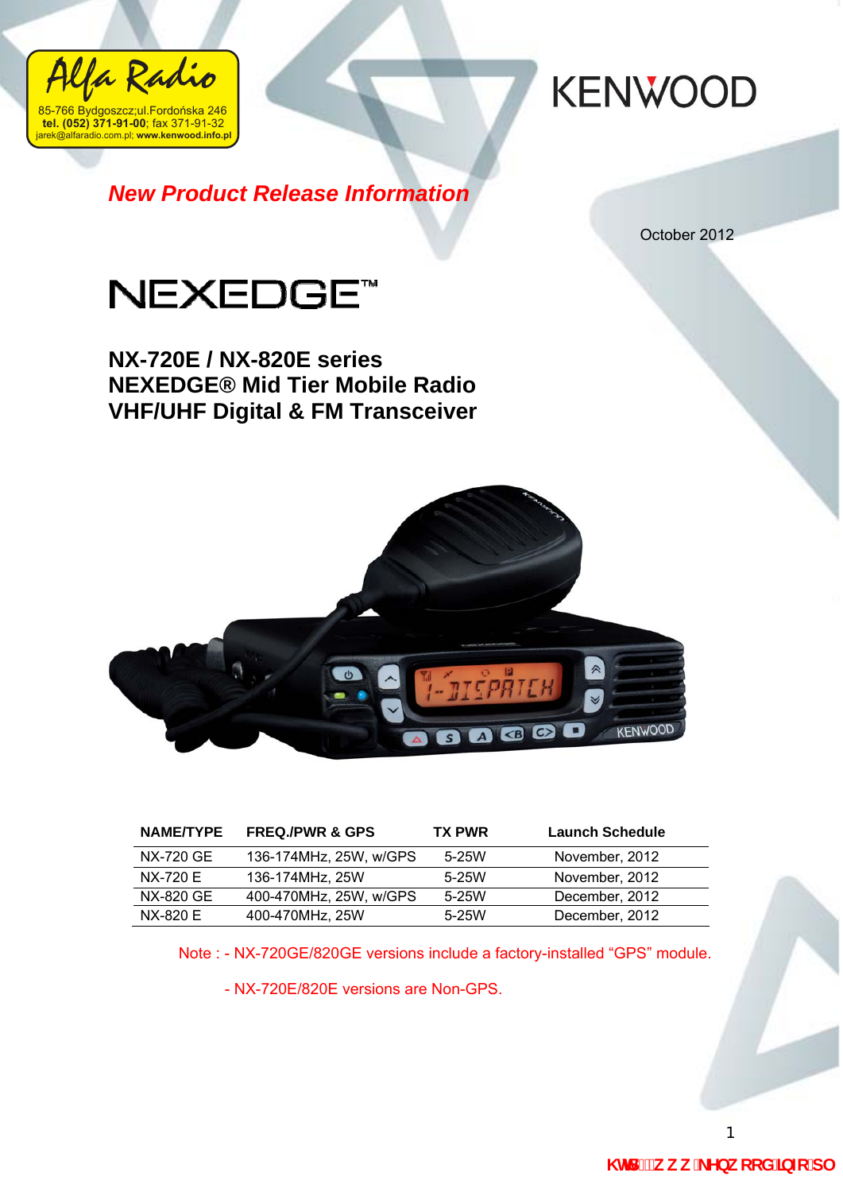**Alfa Radio**
85-766 Bydgoszcz;ul.Fordońska 246
**tel. (052) 371-91-00**; fax 371-91-32
jarek@alfaradio.com.pl; **www.kenwood.info.pl**

KENWOOD

***New Product Release Information***

October 2012

# NEXEDGE™

## NX-720E / NX-820E series
## NEXEDGE® Mid Tier Mobile Radio
## VHF/UHF Digital & FM Transceiver

| NAME/TYPE | FREQ./PWR & GPS | TX PWR | Launch Schedule |
|---|---|---|---|
| NX-720 GE | 136-174MHz, 25W, w/GPS | 5-25W | November, 2012 |
| NX-720 E | 136-174MHz, 25W | 5-25W | November, 2012 |
| NX-820 GE | 400-470MHz, 25W, w/GPS | 5-25W | December, 2012 |
| NX-820 E | 400-470MHz, 25W | 5-25W | December, 2012 |

Note : - NX-720GE/820GE versions include a factory-installed "GPS" module.

- NX-720E/820E versions are Non-GPS.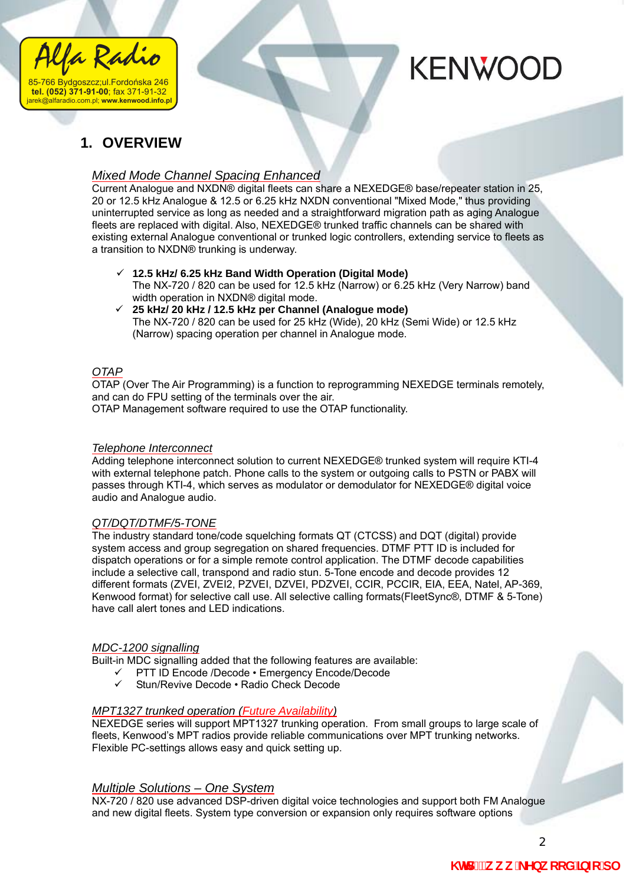# 1. OVERVIEW

*Mixed Mode Channel Spacing Enhanced*

Current Analogue and NXDN® digital fleets can share a NEXEDGE® base/repeater station in 25, 20 or 12.5 kHz Analogue & 12.5 or 6.25 kHz NXDN conventional "Mixed Mode," thus providing uninterrupted service as long as needed and a straightforward migration path as aging Analogue fleets are replaced with digital. Also, NEXEDGE® trunked traffic channels can be shared with existing external Analogue conventional or trunked logic controllers, extending service to fleets as a transition to NXDN® trunking is underway.

- ✓ **12.5 kHz/ 6.25 kHz Band Width Operation (Digital Mode)**
  The NX-720 / 820 can be used for 12.5 kHz (Narrow) or 6.25 kHz (Very Narrow) band width operation in NXDN® digital mode.
- ✓ **25 kHz/ 20 kHz / 12.5 kHz per Channel (Analogue mode)**
  The NX-720 / 820 can be used for 25 kHz (Wide), 20 kHz (Semi Wide) or 12.5 kHz (Narrow) spacing operation per channel in Analogue mode.

*OTAP*

OTAP (Over The Air Programming) is a function to reprogramming NEXEDGE terminals remotely, and can do FPU setting of the terminals over the air.
OTAP Management software required to use the OTAP functionality.

*Telephone Interconnect*

Adding telephone interconnect solution to current NEXEDGE® trunked system will require KTI-4 with external telephone patch. Phone calls to the system or outgoing calls to PSTN or PABX will passes through KTI-4, which serves as modulator or demodulator for NEXEDGE® digital voice audio and Analogue audio.

*QT/DQT/DTMF/5-TONE*

The industry standard tone/code squelching formats QT (CTCSS) and DQT (digital) provide system access and group segregation on shared frequencies. DTMF PTT ID is included for dispatch operations or for a simple remote control application. The DTMF decode capabilities include a selective call, transpond and radio stun. 5-Tone encode and decode provides 12 different formats (ZVEI, ZVEI2, PZVEI, DZVEI, PDZVEI, CCIR, PCCIR, EIA, EEA, Natel, AP-369, Kenwood format) for selective call use. All selective calling formats(FleetSync®, DTMF & 5-Tone) have call alert tones and LED indications.

*MDC-1200 signalling*

Built-in MDC signalling added that the following features are available:

- ✓ PTT ID Encode /Decode • Emergency Encode/Decode
- ✓ Stun/Revive Decode • Radio Check Decode

*MPT1327 trunked operation (Future Availability)*

NEXEDGE series will support MPT1327 trunking operation. From small groups to large scale of fleets, Kenwood's MPT radios provide reliable communications over MPT trunking networks. Flexible PC-settings allows easy and quick setting up.

*Multiple Solutions – One System*

NX-720 / 820 use advanced DSP-driven digital voice technologies and support both FM Analogue and new digital fleets. System type conversion or expansion only requires software options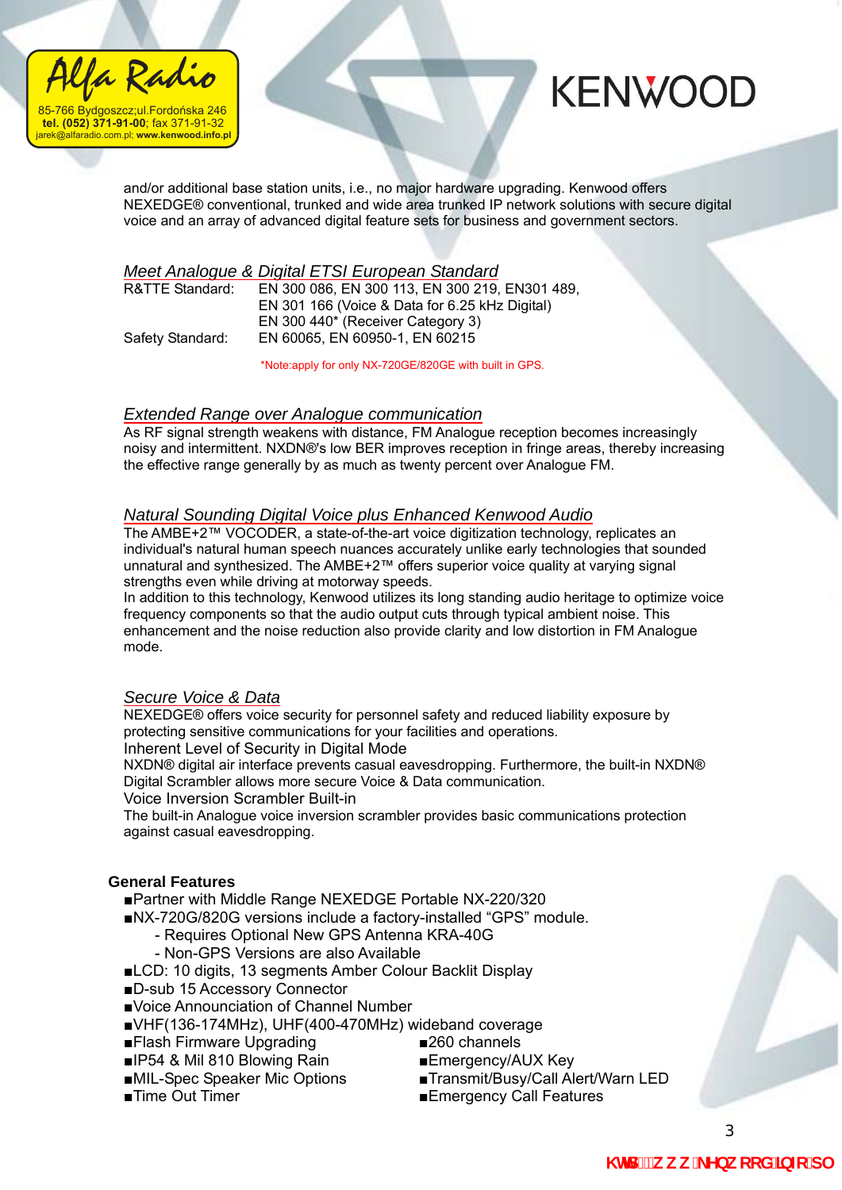and/or additional base station units, i.e., no major hardware upgrading. Kenwood offers NEXEDGE® conventional, trunked and wide area trunked IP network solutions with secure digital voice and an array of advanced digital feature sets for business and government sectors.

## *Meet Analogue & Digital ETSI European Standard*

| | |
|---|---|
| R&TTE Standard: | EN 300 086, EN 300 113, EN 300 219, EN301 489, EN 301 166 (Voice & Data for 6.25 kHz Digital) EN 300 440* (Receiver Category 3) |
| Safety Standard: | EN 60065, EN 60950-1, EN 60215 |

*Note:apply for only NX-720GE/820GE with built in GPS.

## *Extended Range over Analogue communication*

As RF signal strength weakens with distance, FM Analogue reception becomes increasingly noisy and intermittent. NXDN®'s low BER improves reception in fringe areas, thereby increasing the effective range generally by as much as twenty percent over Analogue FM.

## *Natural Sounding Digital Voice plus Enhanced Kenwood Audio*

The AMBE+2™ VOCODER, a state-of-the-art voice digitization technology, replicates an individual's natural human speech nuances accurately unlike early technologies that sounded unnatural and synthesized. The AMBE+2™ offers superior voice quality at varying signal strengths even while driving at motorway speeds.
In addition to this technology, Kenwood utilizes its long standing audio heritage to optimize voice frequency components so that the audio output cuts through typical ambient noise. This enhancement and the noise reduction also provide clarity and low distortion in FM Analogue mode.

## *Secure Voice & Data*

NEXEDGE® offers voice security for personnel safety and reduced liability exposure by protecting sensitive communications for your facilities and operations.

Inherent Level of Security in Digital Mode

NXDN® digital air interface prevents casual eavesdropping. Furthermore, the built-in NXDN® Digital Scrambler allows more secure Voice & Data communication.

Voice Inversion Scrambler Built-in

The built-in Analogue voice inversion scrambler provides basic communications protection against casual eavesdropping.

### General Features

- Partner with Middle Range NEXEDGE Portable NX-220/320
- NX-720G/820G versions include a factory-installed "GPS" module.
  - Requires Optional New GPS Antenna KRA-40G
  - Non-GPS Versions are also Available
- LCD: 10 digits, 13 segments Amber Colour Backlit Display
- D-sub 15 Accessory Connector
- Voice Annunciation of Channel Number
- VHF(136-174MHz), UHF(400-470MHz) wideband coverage
- Flash Firmware Upgrading
- IP54 & Mil 810 Blowing Rain
- MIL-Spec Speaker Mic Options
- Time Out Timer
- 260 channels
- Emergency/AUX Key
- Transmit/Busy/Call Alert/Warn LED
- Emergency Call Features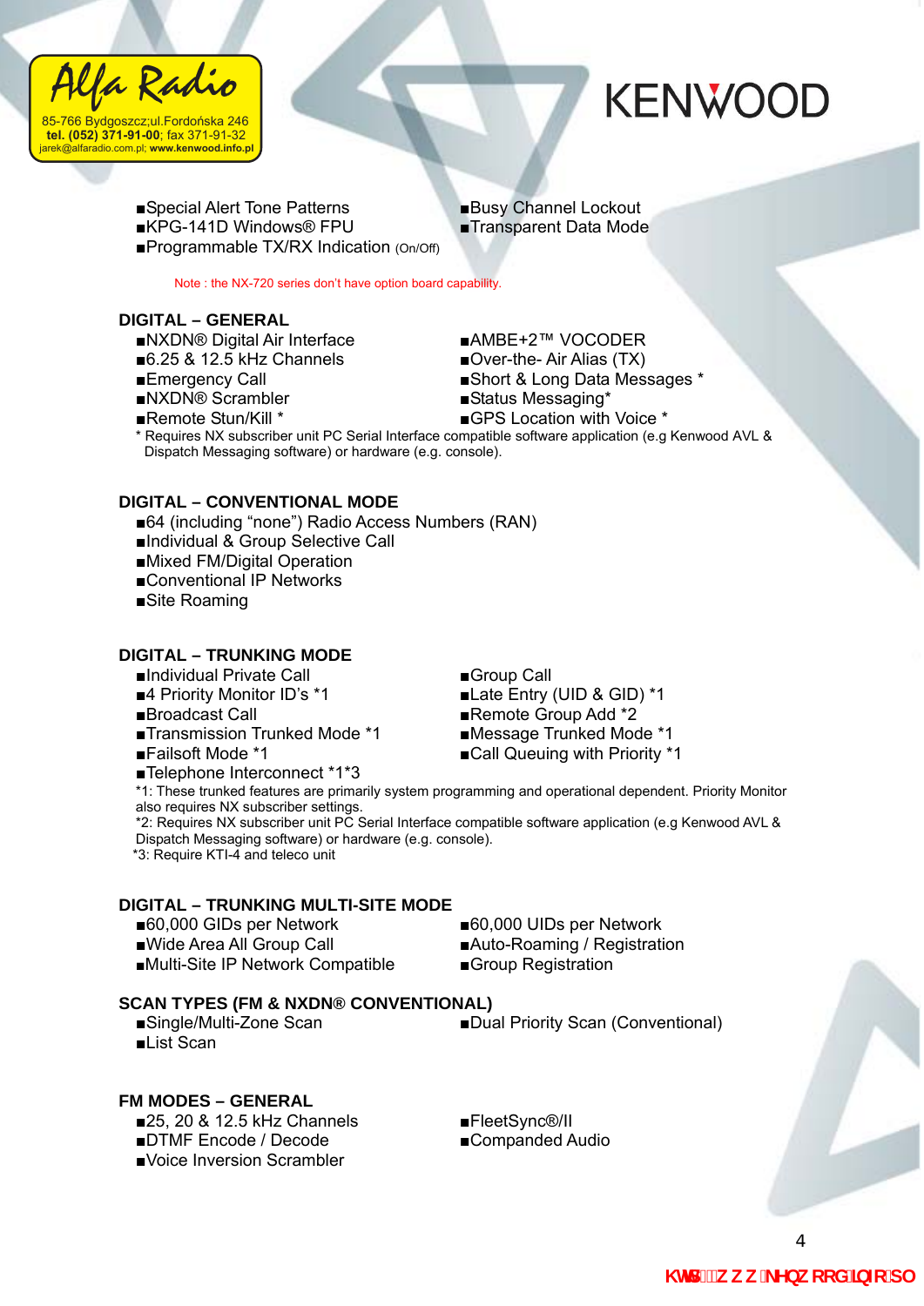- Special Alert Tone Patterns
- KPG-141D Windows® FPU
- Programmable TX/RX Indication (On/Off)
- Busy Channel Lockout
- Transparent Data Mode

Note : the NX-720 series don't have option board capability.

## DIGITAL – GENERAL

- NXDN® Digital Air Interface
- 6.25 & 12.5 kHz Channels
- Emergency Call
- NXDN® Scrambler
- Remote Stun/Kill *
- AMBE+2™ VOCODER
- Over-the- Air Alias (TX)
- Short & Long Data Messages *
- Status Messaging*
- GPS Location with Voice *

* Requires NX subscriber unit PC Serial Interface compatible software application (e.g Kenwood AVL & Dispatch Messaging software) or hardware (e.g. console).

## DIGITAL – CONVENTIONAL MODE

- 64 (including "none") Radio Access Numbers (RAN)
- Individual & Group Selective Call
- Mixed FM/Digital Operation
- Conventional IP Networks
- Site Roaming

## DIGITAL – TRUNKING MODE

- Individual Private Call
- 4 Priority Monitor ID's *1
- Broadcast Call
- Transmission Trunked Mode *1
- Failsoft Mode *1
- Telephone Interconnect *1*3
- Group Call
- Late Entry (UID & GID) *1
- Remote Group Add *2
- Message Trunked Mode *1
- Call Queuing with Priority *1

*1: These trunked features are primarily system programming and operational dependent. Priority Monitor also requires NX subscriber settings.
*2: Requires NX subscriber unit PC Serial Interface compatible software application (e.g Kenwood AVL & Dispatch Messaging software) or hardware (e.g. console).
*3: Require KTI-4 and teleco unit

## DIGITAL – TRUNKING MULTI-SITE MODE

- 60,000 GIDs per Network
- Wide Area All Group Call
- Multi-Site IP Network Compatible
- 60,000 UIDs per Network
- Auto-Roaming / Registration
- Group Registration

## SCAN TYPES (FM & NXDN® CONVENTIONAL)

- Single/Multi-Zone Scan
- List Scan
- Dual Priority Scan (Conventional)

## FM MODES – GENERAL

- 25, 20 & 12.5 kHz Channels
- DTMF Encode / Decode
- Voice Inversion Scrambler
- FleetSync®/II
- Companded Audio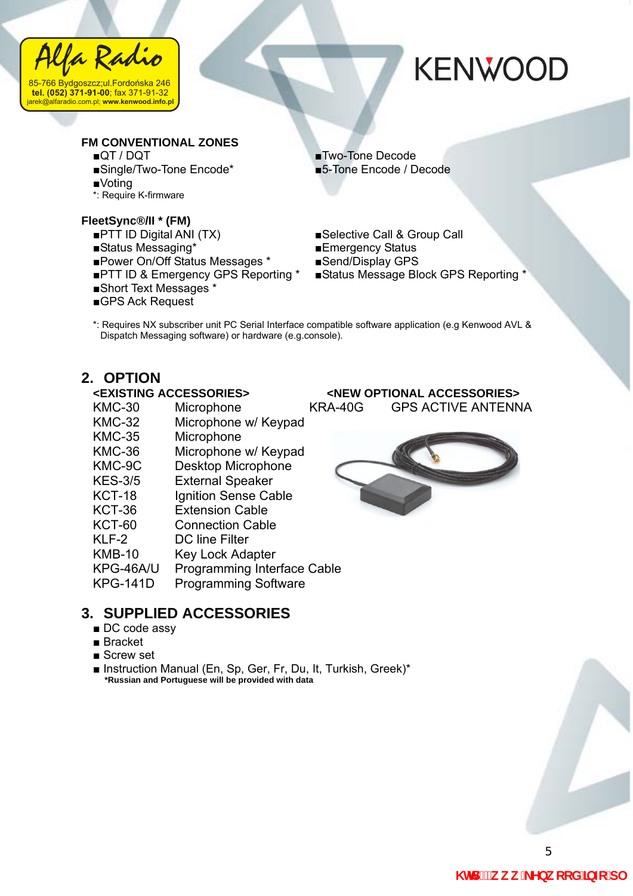Alfa Radio
85-766 Bydgoszcz;ul.Fordońska 246
tel. (052) 371-91-00; fax 371-91-32
jarek@alfaradio.com.pl; www.kenwood.info.pl

KENWOOD

### FM CONVENTIONAL ZONES

- QT / DQT
- Single/Two-Tone Encode*
- Voting
- Two-Tone Decode
- 5-Tone Encode / Decode

*: Require K-firmware

### FleetSync®/II * (FM)

- PTT ID Digital ANI (TX)
- Status Messaging*
- Power On/Off Status Messages *
- PTT ID & Emergency GPS Reporting *
- Short Text Messages *
- GPS Ack Request
- Selective Call & Group Call
- Emergency Status
- Send/Display GPS
- Status Message Block GPS Reporting *

*: Requires NX subscriber unit PC Serial Interface compatible software application (e.g Kenwood AVL & Dispatch Messaging software) or hardware (e.g.console).

## 2. OPTION

**<EXISTING ACCESSORIES>**

| | |
|---|---|
| KMC-30 | Microphone |
| KMC-32 | Microphone w/ Keypad |
| KMC-35 | Microphone |
| KMC-36 | Microphone w/ Keypad |
| KMC-9C | Desktop Microphone |
| KES-3/5 | External Speaker |
| KCT-18 | Ignition Sense Cable |
| KCT-36 | Extension Cable |
| KCT-60 | Connection Cable |
| KLF-2 | DC line Filter |
| KMB-10 | Key Lock Adapter |
| KPG-46A/U | Programming Interface Cable |
| KPG-141D | Programming Software |

**<NEW OPTIONAL ACCESSORIES>**

| | |
|---|---|
| KRA-40G | GPS ACTIVE ANTENNA |

## 3. SUPPLIED ACCESSORIES

- DC code assy
- Bracket
- Screw set
- Instruction Manual (En, Sp, Ger, Fr, Du, It, Turkish, Greek)*

**\*Russian and Portuguese will be provided with data**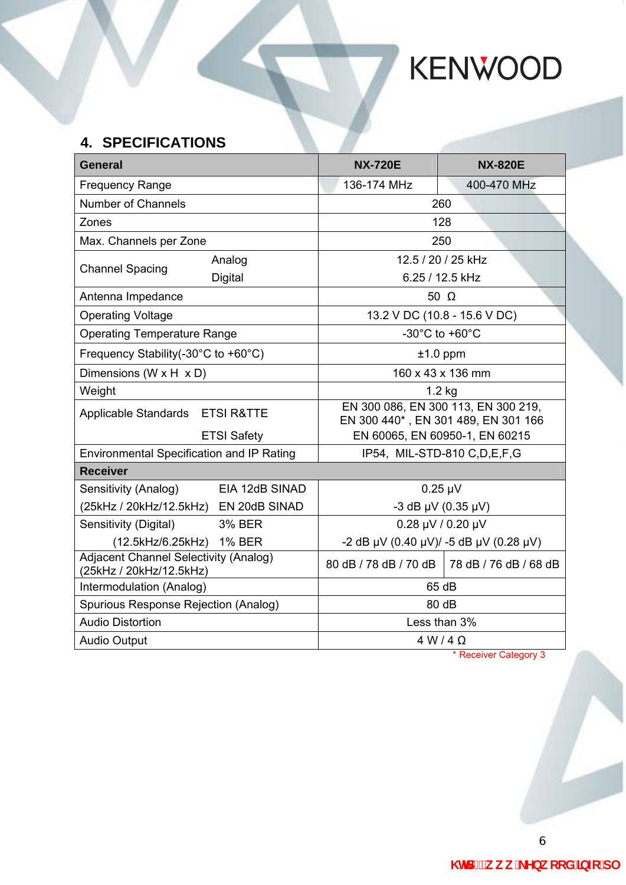## 4. SPECIFICATIONS

| General | | NX-720E | NX-820E |
|---|---|---|---|
| Frequency Range | | 136-174 MHz | 400-470 MHz |
| Number of Channels | | 260 | |
| Zones | | 128 | |
| Max. Channels per Zone | | 250 | |
| Channel Spacing | Analog | 12.5 / 20 / 25 kHz | |
| | Digital | 6.25 / 12.5 kHz | |
| Antenna Impedance | | 50 Ω | |
| Operating Voltage | | 13.2 V DC (10.8 - 15.6 V DC) | |
| Operating Temperature Range | | -30°C to +60°C | |
| Frequency Stability(-30°C to +60°C) | | ±1.0 ppm | |
| Dimensions (W x H x D) | | 160 x 43 x 136 mm | |
| Weight | | 1.2 kg | |
| Applicable Standards | ETSI R&TTE | EN 300 086, EN 300 113, EN 300 219, EN 300 440* , EN 301 489, EN 301 166 | |
| | ETSI Safety | EN 60065, EN 60950-1, EN 60215 | |
| Environmental Specification and IP Rating | | IP54, MIL-STD-810 C,D,E,F,G | |
| **Receiver** | | | |
| Sensitivity (Analog) | EIA 12dB SINAD | 0.25 µV | |
| (25kHz / 20kHz/12.5kHz) | EN 20dB SINAD | -3 dB µV (0.35 µV) | |
| Sensitivity (Digital) | 3% BER | 0.28 µV / 0.20 µV | |
| (12.5kHz/6.25kHz) | 1% BER | -2 dB µV (0.40 µV)/ -5 dB µV (0.28 µV) | |
| Adjacent Channel Selectivity (Analog) (25kHz / 20kHz/12.5kHz) | | 80 dB / 78 dB / 70 dB | 78 dB / 76 dB / 68 dB |
| Intermodulation (Analog) | | 65 dB | |
| Spurious Response Rejection (Analog) | | 80 dB | |
| Audio Distortion | | Less than 3% | |
| Audio Output | | 4 W / 4 Ω | |

\* Receiver Category 3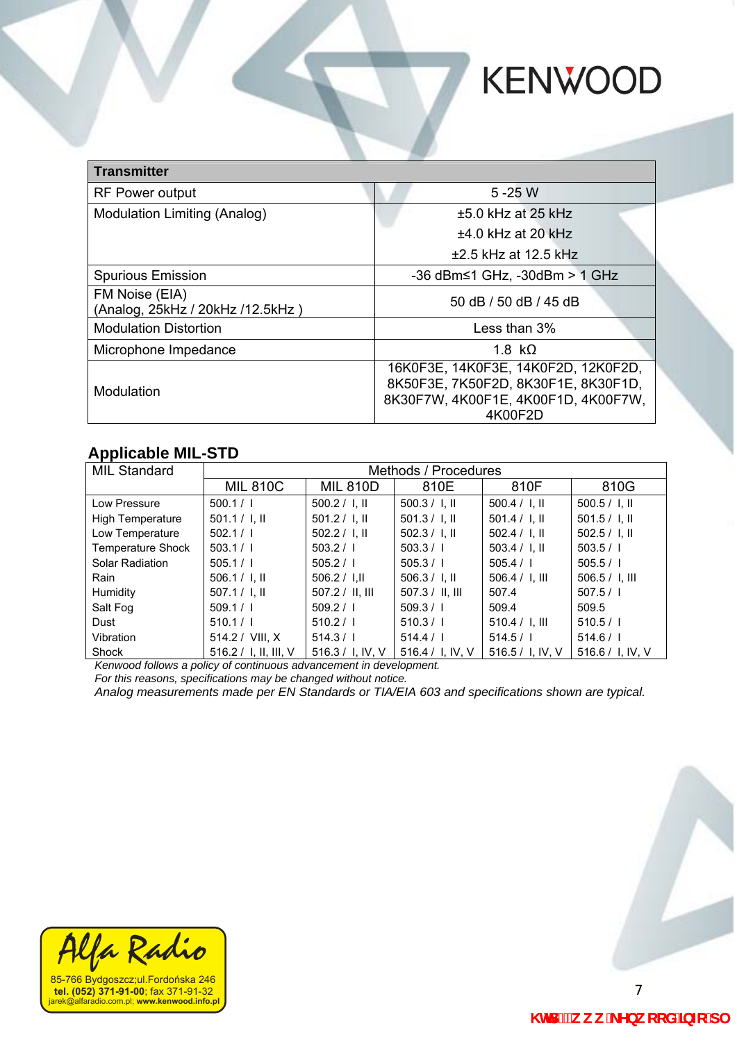| Transmitter | |
|---|---|
| RF Power output | 5 -25 W |
| Modulation Limiting (Analog) | ±5.0 kHz at 25 kHz<br>±4.0 kHz at 20 kHz<br>±2.5 kHz at 12.5 kHz |
| Spurious Emission | -36 dBm≤1 GHz, -30dBm > 1 GHz |
| FM Noise (EIA)<br>(Analog, 25kHz / 20kHz /12.5kHz ) | 50 dB / 50 dB / 45 dB |
| Modulation Distortion | Less than 3% |
| Microphone Impedance | 1.8 kΩ |
| Modulation | 16K0F3E, 14K0F3E, 14K0F2D, 12K0F2D, 8K50F3E, 7K50F2D, 8K30F1E, 8K30F1D, 8K30F7W, 4K00F1E, 4K00F1D, 4K00F7W, 4K00F2D |

## Applicable MIL-STD

| MIL Standard | Methods / Procedures | | | | |
|---|---|---|---|---|---|
| | MIL 810C | MIL 810D | 810E | 810F | 810G |
| Low Pressure | 500.1 / I | 500.2 / I, II | 500.3 / I, II | 500.4 / I, II | 500.5 / I, II |
| High Temperature | 501.1 / I, II | 501.2 / I, II | 501.3 / I, II | 501.4 / I, II | 501.5 / I, II |
| Low Temperature | 502.1 / I | 502.2 / I, II | 502.3 / I, II | 502.4 / I, II | 502.5 / I, II |
| Temperature Shock | 503.1 / I | 503.2 / I | 503.3 / I | 503.4 / I, II | 503.5 / I |
| Solar Radiation | 505.1 / I | 505.2 / I | 505.3 / I | 505.4 / I | 505.5 / I |
| Rain | 506.1 / I, II | 506.2 / I,II | 506.3 / I, II | 506.4 / I, III | 506.5 / I, III |
| Humidity | 507.1 / I, II | 507.2 / II, III | 507.3 / II, III | 507.4 | 507.5 / I |
| Salt Fog | 509.1 / I | 509.2 / I | 509.3 / I | 509.4 | 509.5 |
| Dust | 510.1 / I | 510.2 / I | 510.3 / I | 510.4 / I, III | 510.5 / I |
| Vibration | 514.2 / VIII, X | 514.3 / I | 514.4 / I | 514.5 / I | 514.6 / I |
| Shock | 516.2 / I, II, III, V | 516.3 / I, IV, V | 516.4 / I, IV, V | 516.5 / I, IV, V | 516.6 / I, IV, V |

*Kenwood follows a policy of continuous advancement in development.*
*For this reasons, specifications may be changed without notice.*
*Analog measurements made per EN Standards or TIA/EIA 603 and specifications shown are typical.*

Alfa Radio
85-766 Bydgoszcz;ul.Fordońska 246
**tel. (052) 371-91-00**; fax 371-91-32
jarek@alfaradio.com.pl; **www.kenwood.info.pl**